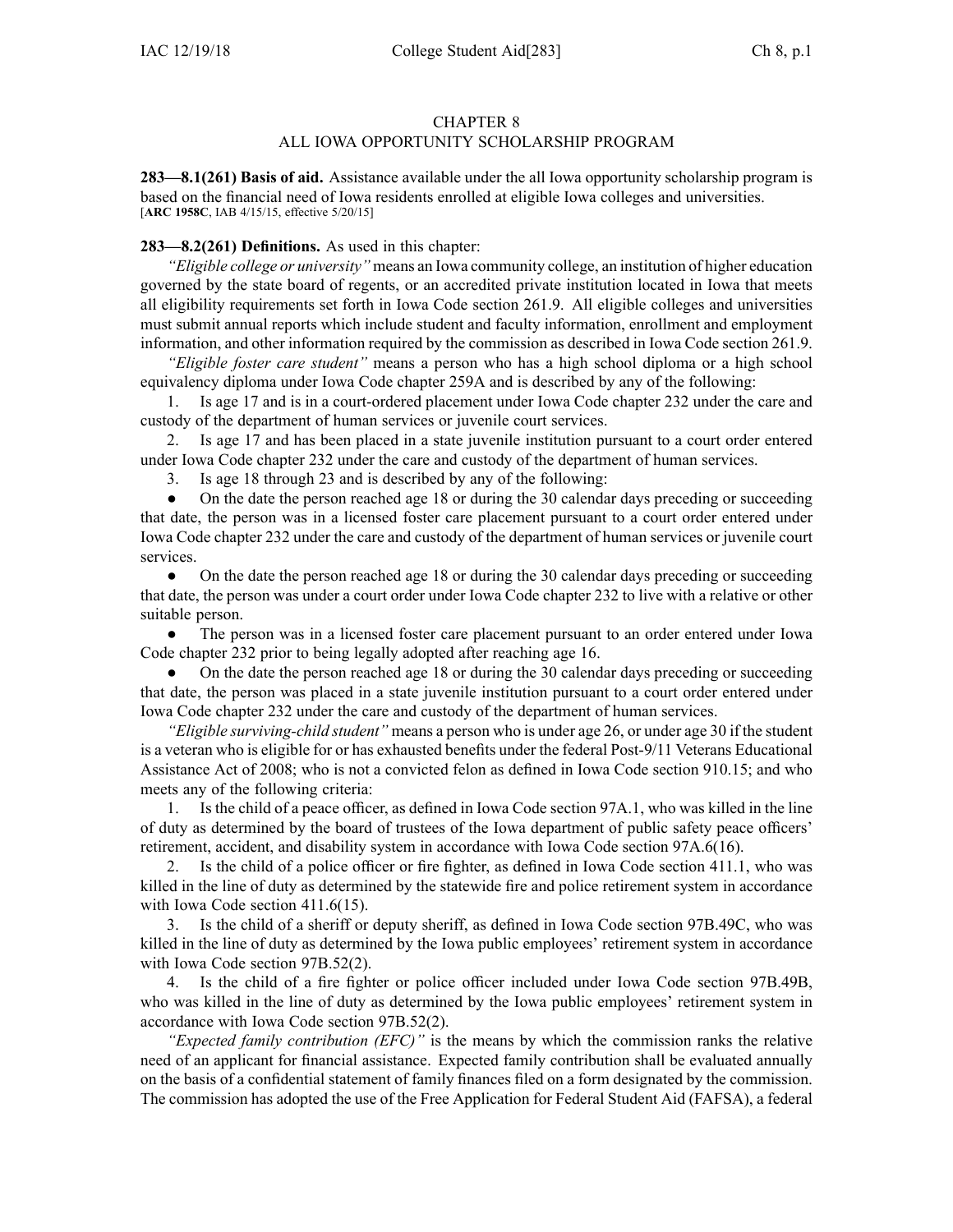# CHAPTER 8
## ALL IOWA OPPORTUNITY SCHOLARSHIP PROGRAM

**283—8.1(261) Basis of aid.** Assistance available under the all Iowa opportunity scholarship program is based on the financial need of Iowa residents enrolled at eligible Iowa colleges and universities.
[**ARC 1958C**, IAB 4/15/15, effective 5/20/15]

**283—8.2(261) Definitions.** As used in this chapter:

*"Eligible college or university"* means an Iowa community college, an institution of higher education governed by the state board of regents, or an accredited private institution located in Iowa that meets all eligibility requirements set forth in Iowa Code section 261.9. All eligible colleges and universities must submit annual reports which include student and faculty information, enrollment and employment information, and other information required by the commission as described in Iowa Code section 261.9.

*"Eligible foster care student"* means a person who has a high school diploma or a high school equivalency diploma under Iowa Code chapter 259A and is described by any of the following:

1. Is age 17 and is in a court-ordered placement under Iowa Code chapter 232 under the care and custody of the department of human services or juvenile court services.
2. Is age 17 and has been placed in a state juvenile institution pursuant to a court order entered under Iowa Code chapter 232 under the care and custody of the department of human services.
3. Is age 18 through 23 and is described by any of the following:
   - On the date the person reached age 18 or during the 30 calendar days preceding or succeeding that date, the person was in a licensed foster care placement pursuant to a court order entered under Iowa Code chapter 232 under the care and custody of the department of human services or juvenile court services.
   - On the date the person reached age 18 or during the 30 calendar days preceding or succeeding that date, the person was under a court order under Iowa Code chapter 232 to live with a relative or other suitable person.
   - The person was in a licensed foster care placement pursuant to an order entered under Iowa Code chapter 232 prior to being legally adopted after reaching age 16.
   - On the date the person reached age 18 or during the 30 calendar days preceding or succeeding that date, the person was placed in a state juvenile institution pursuant to a court order entered under Iowa Code chapter 232 under the care and custody of the department of human services.

*"Eligible surviving-child student"* means a person who is under age 26, or under age 30 if the student is a veteran who is eligible for or has exhausted benefits under the federal Post-9/11 Veterans Educational Assistance Act of 2008; who is not a convicted felon as defined in Iowa Code section 910.15; and who meets any of the following criteria:

1. Is the child of a peace officer, as defined in Iowa Code section 97A.1, who was killed in the line of duty as determined by the board of trustees of the Iowa department of public safety peace officers' retirement, accident, and disability system in accordance with Iowa Code section 97A.6(16).
2. Is the child of a police officer or fire fighter, as defined in Iowa Code section 411.1, who was killed in the line of duty as determined by the statewide fire and police retirement system in accordance with Iowa Code section 411.6(15).
3. Is the child of a sheriff or deputy sheriff, as defined in Iowa Code section 97B.49C, who was killed in the line of duty as determined by the Iowa public employees' retirement system in accordance with Iowa Code section 97B.52(2).
4. Is the child of a fire fighter or police officer included under Iowa Code section 97B.49B, who was killed in the line of duty as determined by the Iowa public employees' retirement system in accordance with Iowa Code section 97B.52(2).

*"Expected family contribution (EFC)"* is the means by which the commission ranks the relative need of an applicant for financial assistance. Expected family contribution shall be evaluated annually on the basis of a confidential statement of family finances filed on a form designated by the commission. The commission has adopted the use of the Free Application for Federal Student Aid (FAFSA), a federal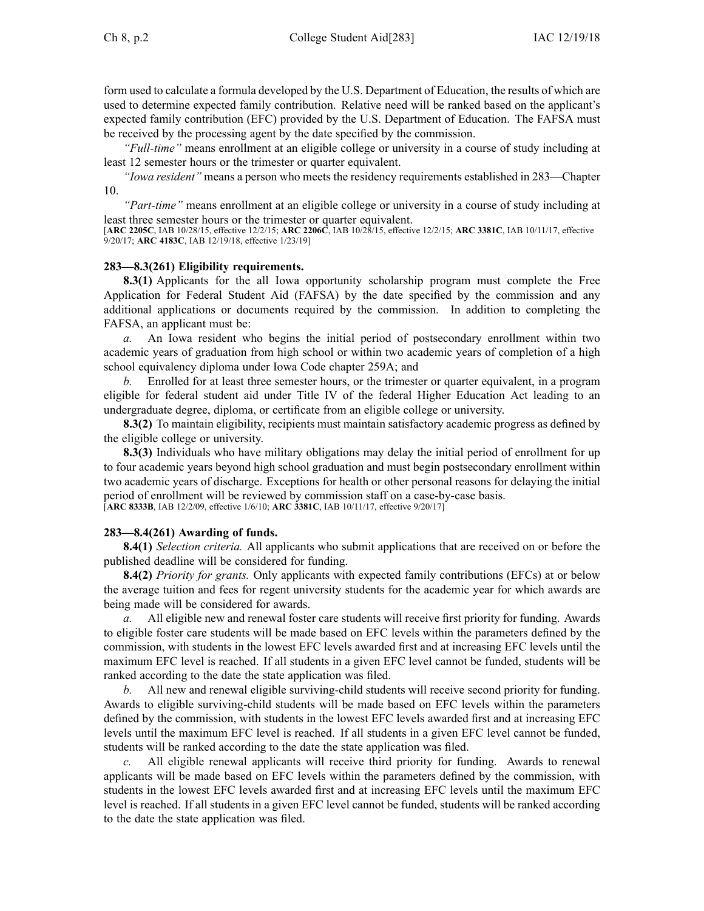form used to calculate a formula developed by the U.S. Department of Education, the results of which are used to determine expected family contribution. Relative need will be ranked based on the applicant's expected family contribution (EFC) provided by the U.S. Department of Education. The FAFSA must be received by the processing agent by the date specified by the commission.

*"Full-time"* means enrollment at an eligible college or university in a course of study including at least 12 semester hours or the trimester or quarter equivalent.

*"Iowa resident"* means a person who meets the residency requirements established in 283—Chapter 10.

*"Part-time"* means enrollment at an eligible college or university in a course of study including at least three semester hours or the trimester or quarter equivalent.

[**ARC 2205C**, IAB 10/28/15, effective 12/2/15; **ARC 2206C**, IAB 10/28/15, effective 12/2/15; **ARC 3381C**, IAB 10/11/17, effective 9/20/17; **ARC 4183C**, IAB 12/19/18, effective 1/23/19]

**283—8.3(261) Eligibility requirements.**

**8.3(1)** Applicants for the all Iowa opportunity scholarship program must complete the Free Application for Federal Student Aid (FAFSA) by the date specified by the commission and any additional applications or documents required by the commission. In addition to completing the FAFSA, an applicant must be:

*a.* An Iowa resident who begins the initial period of postsecondary enrollment within two academic years of graduation from high school or within two academic years of completion of a high school equivalency diploma under Iowa Code chapter 259A; and

*b.* Enrolled for at least three semester hours, or the trimester or quarter equivalent, in a program eligible for federal student aid under Title IV of the federal Higher Education Act leading to an undergraduate degree, diploma, or certificate from an eligible college or university.

**8.3(2)** To maintain eligibility, recipients must maintain satisfactory academic progress as defined by the eligible college or university.

**8.3(3)** Individuals who have military obligations may delay the initial period of enrollment for up to four academic years beyond high school graduation and must begin postsecondary enrollment within two academic years of discharge. Exceptions for health or other personal reasons for delaying the initial period of enrollment will be reviewed by commission staff on a case-by-case basis.

[**ARC 8333B**, IAB 12/2/09, effective 1/6/10; **ARC 3381C**, IAB 10/11/17, effective 9/20/17]

**283—8.4(261) Awarding of funds.**

**8.4(1)** *Selection criteria.* All applicants who submit applications that are received on or before the published deadline will be considered for funding.

**8.4(2)** *Priority for grants.* Only applicants with expected family contributions (EFCs) at or below the average tuition and fees for regent university students for the academic year for which awards are being made will be considered for awards.

*a.* All eligible new and renewal foster care students will receive first priority for funding. Awards to eligible foster care students will be made based on EFC levels within the parameters defined by the commission, with students in the lowest EFC levels awarded first and at increasing EFC levels until the maximum EFC level is reached. If all students in a given EFC level cannot be funded, students will be ranked according to the date the state application was filed.

*b.* All new and renewal eligible surviving-child students will receive second priority for funding. Awards to eligible surviving-child students will be made based on EFC levels within the parameters defined by the commission, with students in the lowest EFC levels awarded first and at increasing EFC levels until the maximum EFC level is reached. If all students in a given EFC level cannot be funded, students will be ranked according to the date the state application was filed.

*c.* All eligible renewal applicants will receive third priority for funding. Awards to renewal applicants will be made based on EFC levels within the parameters defined by the commission, with students in the lowest EFC levels awarded first and at increasing EFC levels until the maximum EFC level is reached. If all students in a given EFC level cannot be funded, students will be ranked according to the date the state application was filed.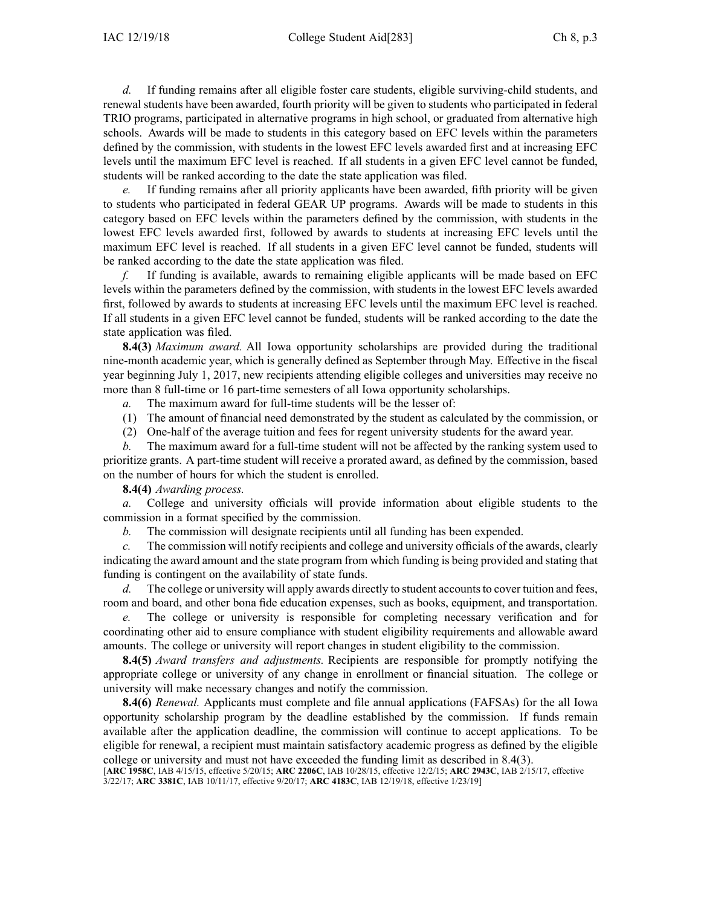*d.* If funding remains after all eligible foster care students, eligible surviving-child students, and renewal students have been awarded, fourth priority will be given to students who participated in federal TRIO programs, participated in alternative programs in high school, or graduated from alternative high schools. Awards will be made to students in this category based on EFC levels within the parameters defined by the commission, with students in the lowest EFC levels awarded first and at increasing EFC levels until the maximum EFC level is reached. If all students in a given EFC level cannot be funded, students will be ranked according to the date the state application was filed.

*e.* If funding remains after all priority applicants have been awarded, fifth priority will be given to students who participated in federal GEAR UP programs. Awards will be made to students in this category based on EFC levels within the parameters defined by the commission, with students in the lowest EFC levels awarded first, followed by awards to students at increasing EFC levels until the maximum EFC level is reached. If all students in a given EFC level cannot be funded, students will be ranked according to the date the state application was filed.

*f.* If funding is available, awards to remaining eligible applicants will be made based on EFC levels within the parameters defined by the commission, with students in the lowest EFC levels awarded first, followed by awards to students at increasing EFC levels until the maximum EFC level is reached. If all students in a given EFC level cannot be funded, students will be ranked according to the date the state application was filed.

**8.4(3)** *Maximum award.* All Iowa opportunity scholarships are provided during the traditional nine-month academic year, which is generally defined as September through May. Effective in the fiscal year beginning July 1, 2017, new recipients attending eligible colleges and universities may receive no more than 8 full-time or 16 part-time semesters of all Iowa opportunity scholarships.

*a.* The maximum award for full-time students will be the lesser of:

(1) The amount of financial need demonstrated by the student as calculated by the commission, or

(2) One-half of the average tuition and fees for regent university students for the award year.

*b.* The maximum award for a full-time student will not be affected by the ranking system used to prioritize grants. A part-time student will receive a prorated award, as defined by the commission, based on the number of hours for which the student is enrolled.

**8.4(4)** *Awarding process.*

*a.* College and university officials will provide information about eligible students to the commission in a format specified by the commission.

*b.* The commission will designate recipients until all funding has been expended.

*c.* The commission will notify recipients and college and university officials of the awards, clearly indicating the award amount and the state program from which funding is being provided and stating that funding is contingent on the availability of state funds.

*d.* The college or university will apply awards directly to student accounts to cover tuition and fees, room and board, and other bona fide education expenses, such as books, equipment, and transportation.

*e.* The college or university is responsible for completing necessary verification and for coordinating other aid to ensure compliance with student eligibility requirements and allowable award amounts. The college or university will report changes in student eligibility to the commission.

**8.4(5)** *Award transfers and adjustments.* Recipients are responsible for promptly notifying the appropriate college or university of any change in enrollment or financial situation. The college or university will make necessary changes and notify the commission.

**8.4(6)** *Renewal.* Applicants must complete and file annual applications (FAFSAs) for the all Iowa opportunity scholarship program by the deadline established by the commission. If funds remain available after the application deadline, the commission will continue to accept applications. To be eligible for renewal, a recipient must maintain satisfactory academic progress as defined by the eligible college or university and must not have exceeded the funding limit as described in 8.4(3).

[**ARC 1958C**, IAB 4/15/15, effective 5/20/15; **ARC 2206C**, IAB 10/28/15, effective 12/2/15; **ARC 2943C**, IAB 2/15/17, effective 3/22/17; **ARC 3381C**, IAB 10/11/17, effective 9/20/17; **ARC 4183C**, IAB 12/19/18, effective 1/23/19]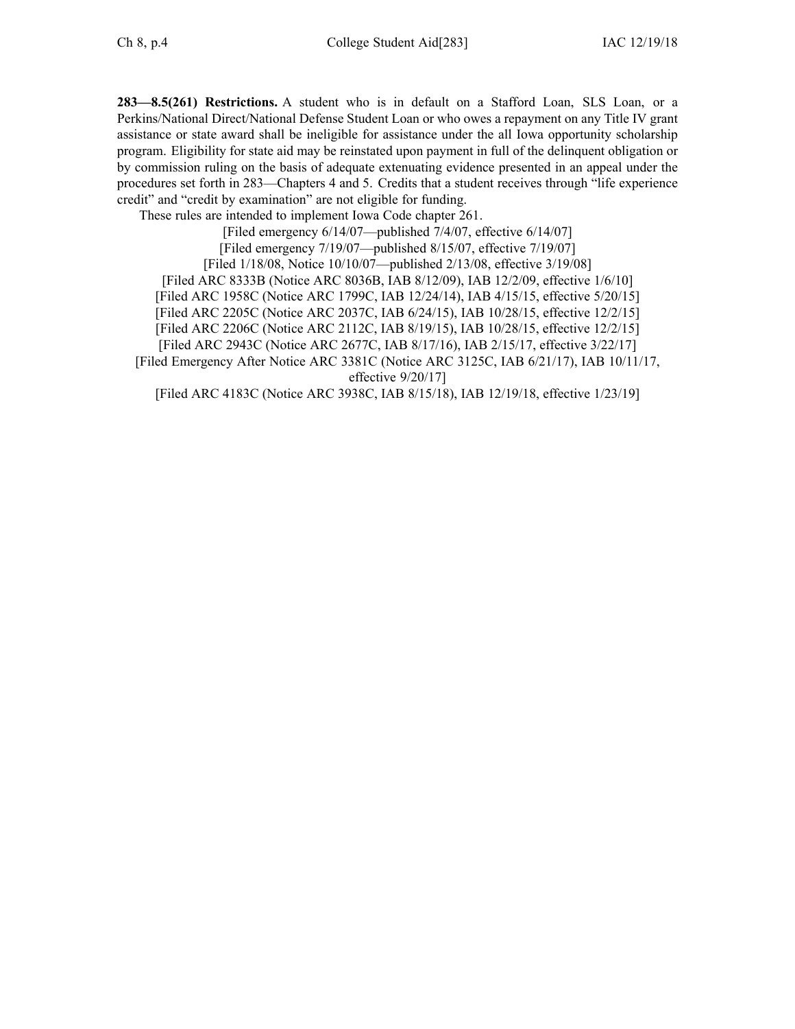**283—8.5(261) Restrictions.** A student who is in default on a Stafford Loan, SLS Loan, or a Perkins/National Direct/National Defense Student Loan or who owes a repayment on any Title IV grant assistance or state award shall be ineligible for assistance under the all Iowa opportunity scholarship program. Eligibility for state aid may be reinstated upon payment in full of the delinquent obligation or by commission ruling on the basis of adequate extenuating evidence presented in an appeal under the procedures set forth in 283—Chapters 4 and 5. Credits that a student receives through "life experience credit" and "credit by examination" are not eligible for funding.

These rules are intended to implement Iowa Code chapter 261.

[Filed emergency 6/14/07—published 7/4/07, effective 6/14/07]

[Filed emergency 7/19/07—published 8/15/07, effective 7/19/07]

[Filed 1/18/08, Notice 10/10/07—published 2/13/08, effective 3/19/08]

[Filed ARC 8333B (Notice ARC 8036B, IAB 8/12/09), IAB 12/2/09, effective 1/6/10]

[Filed ARC 1958C (Notice ARC 1799C, IAB 12/24/14), IAB 4/15/15, effective 5/20/15]

[Filed ARC 2205C (Notice ARC 2037C, IAB 6/24/15), IAB 10/28/15, effective 12/2/15]

[Filed ARC 2206C (Notice ARC 2112C, IAB 8/19/15), IAB 10/28/15, effective 12/2/15]

[Filed ARC 2943C (Notice ARC 2677C, IAB 8/17/16), IAB 2/15/17, effective 3/22/17]

[Filed Emergency After Notice ARC 3381C (Notice ARC 3125C, IAB 6/21/17), IAB 10/11/17, effective 9/20/17]

[Filed ARC 4183C (Notice ARC 3938C, IAB 8/15/18), IAB 12/19/18, effective 1/23/19]